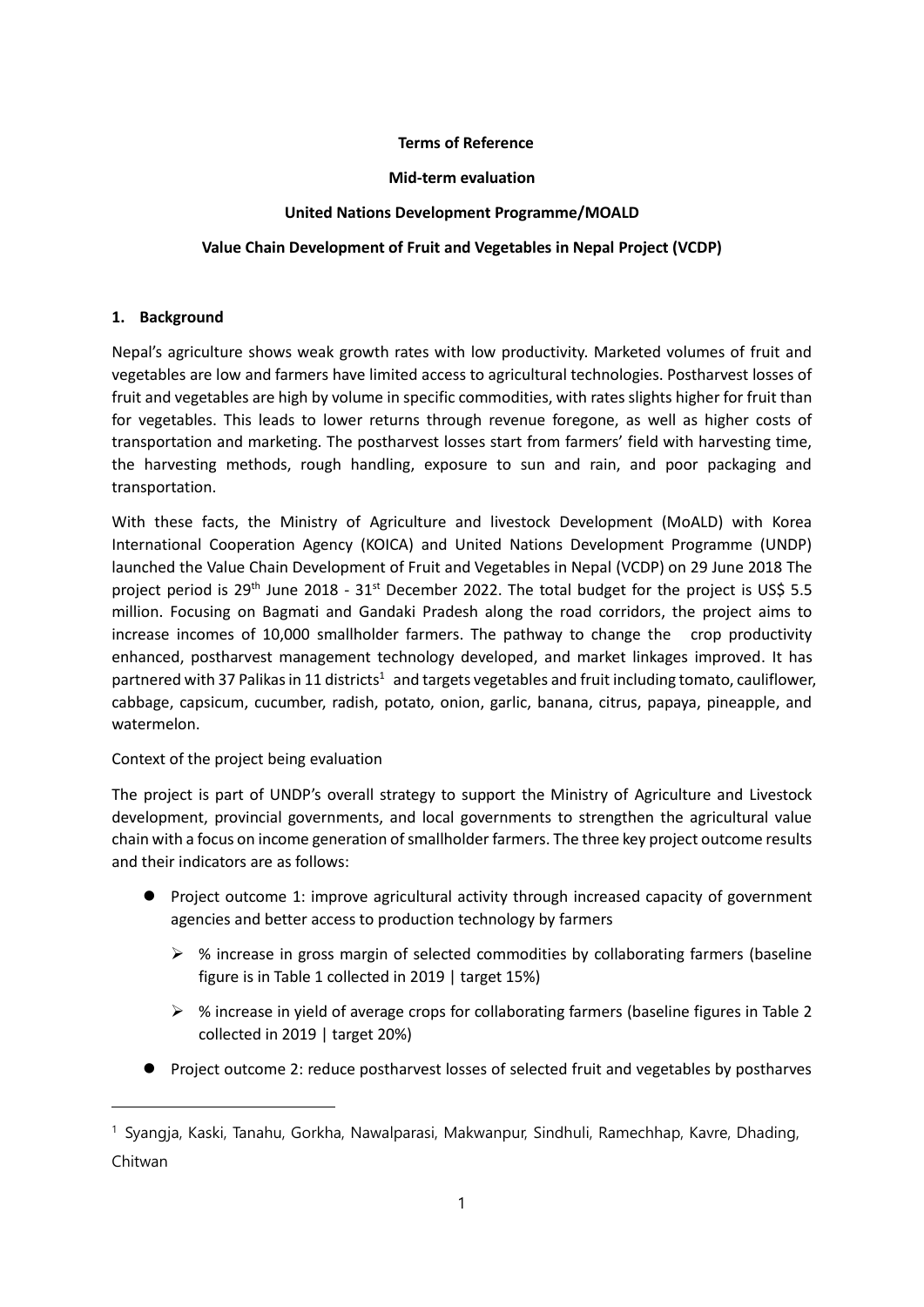**Terms of Reference**

**Mid-term evaluation**

**United Nations Development Programme/MOALD**

**Value Chain Development of Fruit and Vegetables in Nepal Project (VCDP)**

## 1. Background

Nepal's agriculture shows weak growth rates with low productivity. Marketed volumes of fruit and vegetables are low and farmers have limited access to agricultural technologies. Postharvest losses of fruit and vegetables are high by volume in specific commodities, with rates slights higher for fruit than for vegetables. This leads to lower returns through revenue foregone, as well as higher costs of transportation and marketing. The postharvest losses start from farmers' field with harvesting time, the harvesting methods, rough handling, exposure to sun and rain, and poor packaging and transportation.

With these facts, the Ministry of Agriculture and livestock Development (MoALD) with Korea International Cooperation Agency (KOICA) and United Nations Development Programme (UNDP) launched the Value Chain Development of Fruit and Vegetables in Nepal (VCDP) on 29 June 2018 The project period is 29th June 2018 - 31st December 2022. The total budget for the project is US$ 5.5 million. Focusing on Bagmati and Gandaki Pradesh along the road corridors, the project aims to increase incomes of 10,000 smallholder farmers. The pathway to change the crop productivity enhanced, postharvest management technology developed, and market linkages improved. It has partnered with 37 Palikas in 11 districts[1] and targets vegetables and fruit including tomato, cauliflower, cabbage, capsicum, cucumber, radish, potato, onion, garlic, banana, citrus, papaya, pineapple, and watermelon.

Context of the project being evaluation

The project is part of UNDP's overall strategy to support the Ministry of Agriculture and Livestock development, provincial governments, and local governments to strengthen the agricultural value chain with a focus on income generation of smallholder farmers. The three key project outcome results and their indicators are as follows:

- Project outcome 1: improve agricultural activity through increased capacity of government agencies and better access to production technology by farmers
  - % increase in gross margin of selected commodities by collaborating farmers (baseline figure is in Table 1 collected in 2019 | target 15%)
  - % increase in yield of average crops for collaborating farmers (baseline figures in Table 2 collected in 2019 | target 20%)
- Project outcome 2: reduce postharvest losses of selected fruit and vegetables by postharves

[1] Syangja, Kaski, Tanahu, Gorkha, Nawalparasi, Makwanpur, Sindhuli, Ramechhap, Kavre, Dhading, Chitwan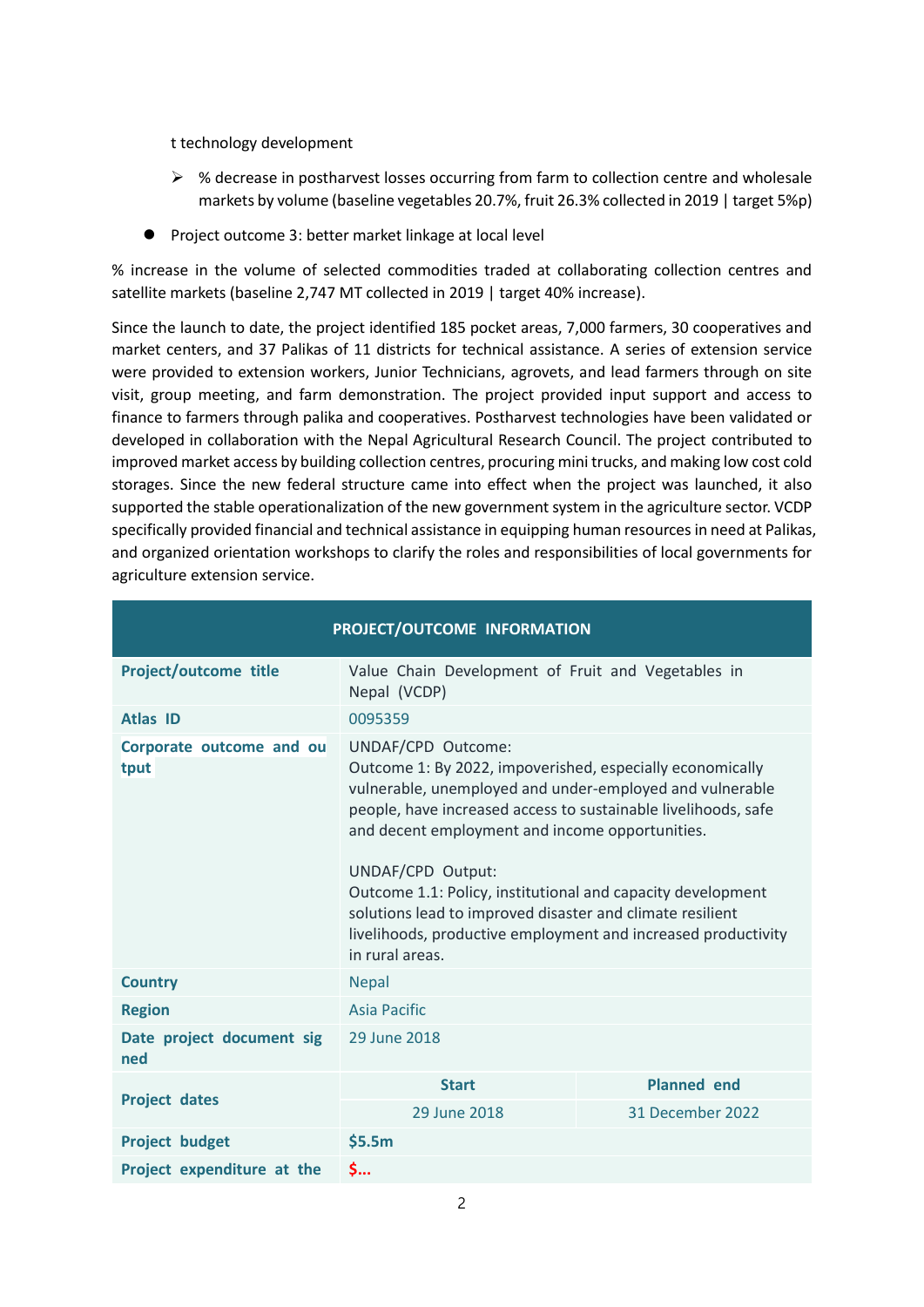t technology development

- % decrease in postharvest losses occurring from farm to collection centre and wholesale markets by volume (baseline vegetables 20.7%, fruit 26.3% collected in 2019 | target 5%p)

- Project outcome 3: better market linkage at local level

% increase in the volume of selected commodities traded at collaborating collection centres and satellite markets (baseline 2,747 MT collected in 2019 | target 40% increase).

Since the launch to date, the project identified 185 pocket areas, 7,000 farmers, 30 cooperatives and market centers, and 37 Palikas of 11 districts for technical assistance. A series of extension service were provided to extension workers, Junior Technicians, agrovets, and lead farmers through on site visit, group meeting, and farm demonstration. The project provided input support and access to finance to farmers through palika and cooperatives. Postharvest technologies have been validated or developed in collaboration with the Nepal Agricultural Research Council. The project contributed to improved market access by building collection centres, procuring mini trucks, and making low cost cold storages. Since the new federal structure came into effect when the project was launched, it also supported the stable operationalization of the new government system in the agriculture sector. VCDP specifically provided financial and technical assistance in equipping human resources in need at Palikas, and organized orientation workshops to clarify the roles and responsibilities of local governments for agriculture extension service.

| PROJECT/OUTCOME INFORMATION | | |
|---|---|---|
| **Project/outcome title** | Value Chain Development of Fruit and Vegetables in Nepal (VCDP) | |
| **Atlas ID** | 0095359 | |
| **Corporate outcome and output** | UNDAF/CPD Outcome:<br>Outcome 1: By 2022, impoverished, especially economically vulnerable, unemployed and under-employed and vulnerable people, have increased access to sustainable livelihoods, safe and decent employment and income opportunities.<br><br>UNDAF/CPD Output:<br>Outcome 1.1: Policy, institutional and capacity development solutions lead to improved disaster and climate resilient livelihoods, productive employment and increased productivity in rural areas. | |
| **Country** | Nepal | |
| **Region** | Asia Pacific | |
| **Date project document signed** | 29 June 2018 | |
| **Project dates** | **Start** | **Planned end** |
| | 29 June 2018 | 31 December 2022 |
| **Project budget** | **$5.5m** | |
| **Project expenditure at the** | **$...** | |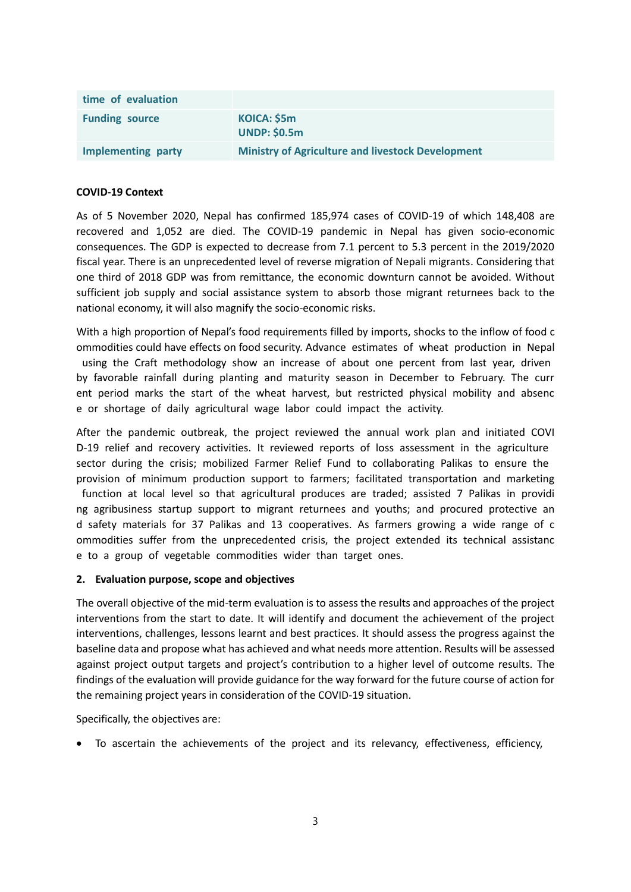| time of evaluation | |
|---|---|
| **Funding source** | **KOICA: $5m**<br>**UNDP: $0.5m** |
| **Implementing party** | **Ministry of Agriculture and livestock Development** |

**COVID-19 Context**

As of 5 November 2020, Nepal has confirmed 185,974 cases of COVID-19 of which 148,408 are recovered and 1,052 are died. The COVID-19 pandemic in Nepal has given socio-economic consequences. The GDP is expected to decrease from 7.1 percent to 5.3 percent in the 2019/2020 fiscal year. There is an unprecedented level of reverse migration of Nepali migrants. Considering that one third of 2018 GDP was from remittance, the economic downturn cannot be avoided. Without sufficient job supply and social assistance system to absorb those migrant returnees back to the national economy, it will also magnify the socio-economic risks.

With a high proportion of Nepal's food requirements filled by imports, shocks to the inflow of food commodities could have effects on food security. Advance estimates of wheat production in Nepal using the Craft methodology show an increase of about one percent from last year, driven by favorable rainfall during planting and maturity season in December to February. The current period marks the start of the wheat harvest, but restricted physical mobility and absence or shortage of daily agricultural wage labor could impact the activity.

After the pandemic outbreak, the project reviewed the annual work plan and initiated COVID-19 relief and recovery activities. It reviewed reports of loss assessment in the agriculture sector during the crisis; mobilized Farmer Relief Fund to collaborating Palikas to ensure the provision of minimum production support to farmers; facilitated transportation and marketing function at local level so that agricultural produces are traded; assisted 7 Palikas in providing agribusiness startup support to migrant returnees and youths; and procured protective and safety materials for 37 Palikas and 13 cooperatives. As farmers growing a wide range of commodities suffer from the unprecedented crisis, the project extended its technical assistance to a group of vegetable commodities wider than target ones.

**2. Evaluation purpose, scope and objectives**

The overall objective of the mid-term evaluation is to assess the results and approaches of the project interventions from the start to date. It will identify and document the achievement of the project interventions, challenges, lessons learnt and best practices. It should assess the progress against the baseline data and propose what has achieved and what needs more attention. Results will be assessed against project output targets and project's contribution to a higher level of outcome results. The findings of the evaluation will provide guidance for the way forward for the future course of action for the remaining project years in consideration of the COVID-19 situation.

Specifically, the objectives are:

- To ascertain the achievements of the project and its relevancy, effectiveness, efficiency,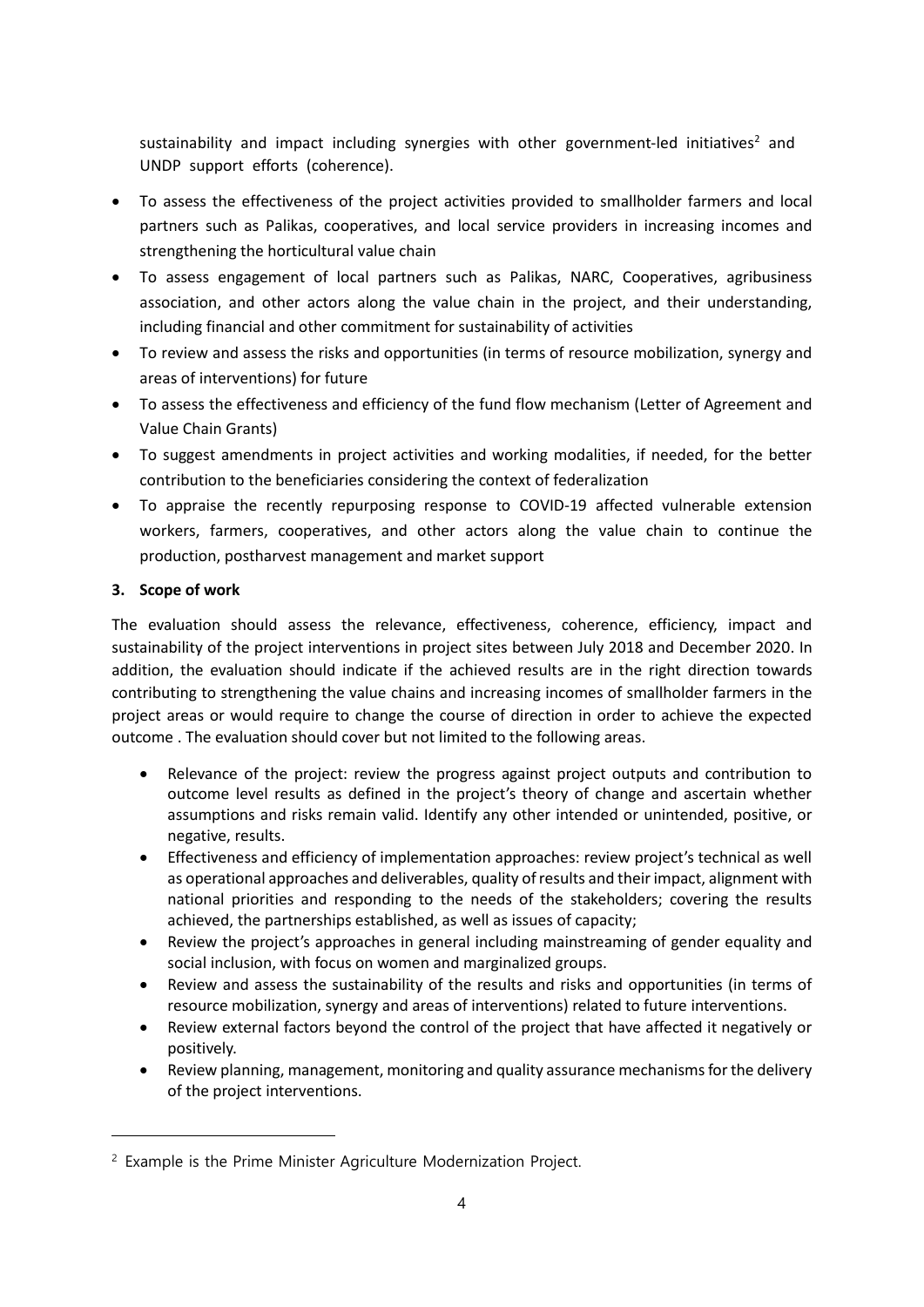sustainability and impact including synergies with other government-led initiatives[2] and UNDP support efforts (coherence).

- To assess the effectiveness of the project activities provided to smallholder farmers and local partners such as Palikas, cooperatives, and local service providers in increasing incomes and strengthening the horticultural value chain
- To assess engagement of local partners such as Palikas, NARC, Cooperatives, agribusiness association, and other actors along the value chain in the project, and their understanding, including financial and other commitment for sustainability of activities
- To review and assess the risks and opportunities (in terms of resource mobilization, synergy and areas of interventions) for future
- To assess the effectiveness and efficiency of the fund flow mechanism (Letter of Agreement and Value Chain Grants)
- To suggest amendments in project activities and working modalities, if needed, for the better contribution to the beneficiaries considering the context of federalization
- To appraise the recently repurposing response to COVID-19 affected vulnerable extension workers, farmers, cooperatives, and other actors along the value chain to continue the production, postharvest management and market support

**3. Scope of work**

The evaluation should assess the relevance, effectiveness, coherence, efficiency, impact and sustainability of the project interventions in project sites between July 2018 and December 2020. In addition, the evaluation should indicate if the achieved results are in the right direction towards contributing to strengthening the value chains and increasing incomes of smallholder farmers in the project areas or would require to change the course of direction in order to achieve the expected outcome . The evaluation should cover but not limited to the following areas.

- Relevance of the project: review the progress against project outputs and contribution to outcome level results as defined in the project's theory of change and ascertain whether assumptions and risks remain valid. Identify any other intended or unintended, positive, or negative, results.
- Effectiveness and efficiency of implementation approaches: review project's technical as well as operational approaches and deliverables, quality of results and their impact, alignment with national priorities and responding to the needs of the stakeholders; covering the results achieved, the partnerships established, as well as issues of capacity;
- Review the project's approaches in general including mainstreaming of gender equality and social inclusion, with focus on women and marginalized groups.
- Review and assess the sustainability of the results and risks and opportunities (in terms of resource mobilization, synergy and areas of interventions) related to future interventions.
- Review external factors beyond the control of the project that have affected it negatively or positively.
- Review planning, management, monitoring and quality assurance mechanisms for the delivery of the project interventions.

[2] Example is the Prime Minister Agriculture Modernization Project.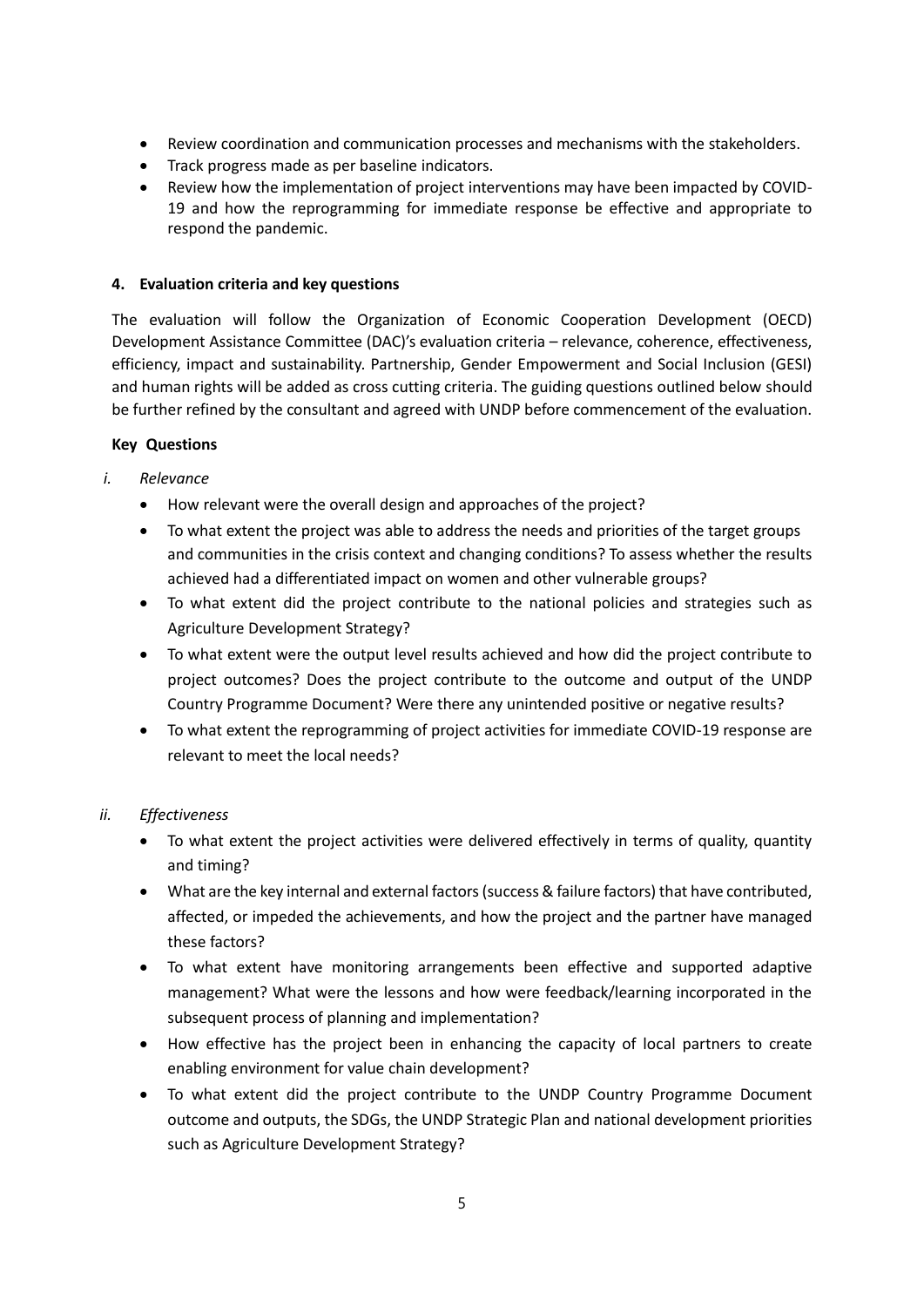- Review coordination and communication processes and mechanisms with the stakeholders.
- Track progress made as per baseline indicators.
- Review how the implementation of project interventions may have been impacted by COVID-19 and how the reprogramming for immediate response be effective and appropriate to respond the pandemic.

#### 4. Evaluation criteria and key questions

The evaluation will follow the Organization of Economic Cooperation Development (OECD) Development Assistance Committee (DAC)'s evaluation criteria – relevance, coherence, effectiveness, efficiency, impact and sustainability. Partnership, Gender Empowerment and Social Inclusion (GESI) and human rights will be added as cross cutting criteria. The guiding questions outlined below should be further refined by the consultant and agreed with UNDP before commencement of the evaluation.

**Key Questions**

*i. Relevance*

- How relevant were the overall design and approaches of the project?
- To what extent the project was able to address the needs and priorities of the target groups and communities in the crisis context and changing conditions? To assess whether the results achieved had a differentiated impact on women and other vulnerable groups?
- To what extent did the project contribute to the national policies and strategies such as Agriculture Development Strategy?
- To what extent were the output level results achieved and how did the project contribute to project outcomes? Does the project contribute to the outcome and output of the UNDP Country Programme Document? Were there any unintended positive or negative results?
- To what extent the reprogramming of project activities for immediate COVID-19 response are relevant to meet the local needs?

*ii. Effectiveness*

- To what extent the project activities were delivered effectively in terms of quality, quantity and timing?
- What are the key internal and external factors (success & failure factors) that have contributed, affected, or impeded the achievements, and how the project and the partner have managed these factors?
- To what extent have monitoring arrangements been effective and supported adaptive management? What were the lessons and how were feedback/learning incorporated in the subsequent process of planning and implementation?
- How effective has the project been in enhancing the capacity of local partners to create enabling environment for value chain development?
- To what extent did the project contribute to the UNDP Country Programme Document outcome and outputs, the SDGs, the UNDP Strategic Plan and national development priorities such as Agriculture Development Strategy?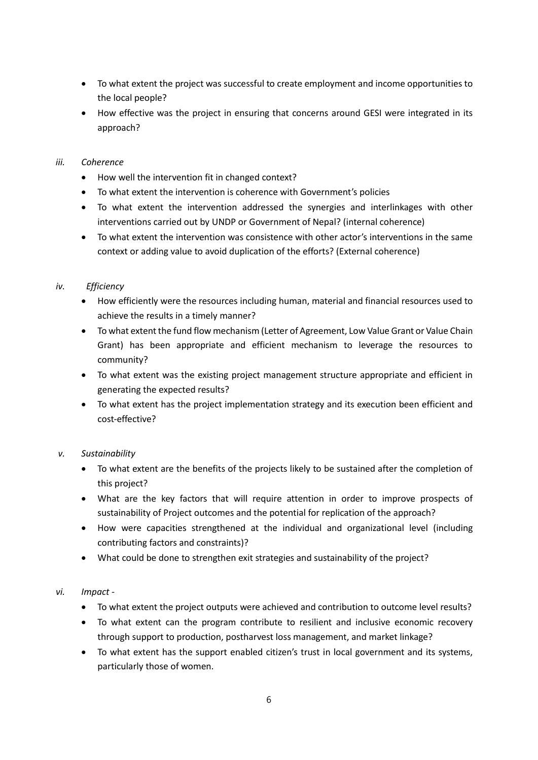- To what extent the project was successful to create employment and income opportunities to the local people?
- How effective was the project in ensuring that concerns around GESI were integrated in its approach?

*iii. Coherence*

- How well the intervention fit in changed context?
- To what extent the intervention is coherence with Government's policies
- To what extent the intervention addressed the synergies and interlinkages with other interventions carried out by UNDP or Government of Nepal? (internal coherence)
- To what extent the intervention was consistence with other actor's interventions in the same context or adding value to avoid duplication of the efforts? (External coherence)

*iv. Efficiency*

- How efficiently were the resources including human, material and financial resources used to achieve the results in a timely manner?
- To what extent the fund flow mechanism (Letter of Agreement, Low Value Grant or Value Chain Grant) has been appropriate and efficient mechanism to leverage the resources to community?
- To what extent was the existing project management structure appropriate and efficient in generating the expected results?
- To what extent has the project implementation strategy and its execution been efficient and cost-effective?

*v. Sustainability*

- To what extent are the benefits of the projects likely to be sustained after the completion of this project?
- What are the key factors that will require attention in order to improve prospects of sustainability of Project outcomes and the potential for replication of the approach?
- How were capacities strengthened at the individual and organizational level (including contributing factors and constraints)?
- What could be done to strengthen exit strategies and sustainability of the project?

*vi. Impact -*

- To what extent the project outputs were achieved and contribution to outcome level results?
- To what extent can the program contribute to resilient and inclusive economic recovery through support to production, postharvest loss management, and market linkage?
- To what extent has the support enabled citizen's trust in local government and its systems, particularly those of women.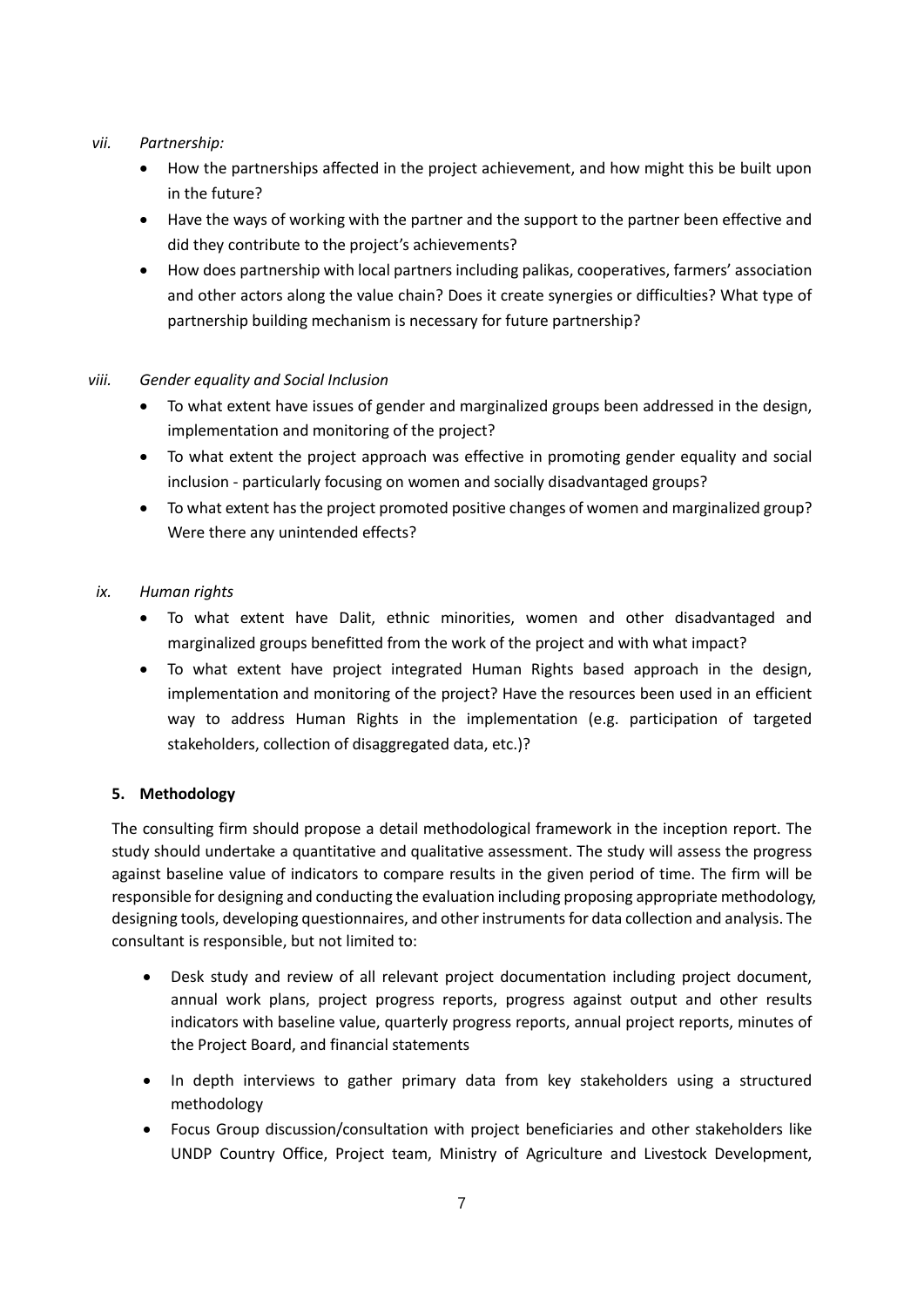*vii. Partnership:*

- How the partnerships affected in the project achievement, and how might this be built upon in the future?
- Have the ways of working with the partner and the support to the partner been effective and did they contribute to the project's achievements?
- How does partnership with local partners including palikas, cooperatives, farmers' association and other actors along the value chain? Does it create synergies or difficulties? What type of partnership building mechanism is necessary for future partnership?

*viii. Gender equality and Social Inclusion*

- To what extent have issues of gender and marginalized groups been addressed in the design, implementation and monitoring of the project?
- To what extent the project approach was effective in promoting gender equality and social inclusion - particularly focusing on women and socially disadvantaged groups?
- To what extent has the project promoted positive changes of women and marginalized group? Were there any unintended effects?

*ix. Human rights*

- To what extent have Dalit, ethnic minorities, women and other disadvantaged and marginalized groups benefitted from the work of the project and with what impact?
- To what extent have project integrated Human Rights based approach in the design, implementation and monitoring of the project? Have the resources been used in an efficient way to address Human Rights in the implementation (e.g. participation of targeted stakeholders, collection of disaggregated data, etc.)?

**5. Methodology**

The consulting firm should propose a detail methodological framework in the inception report. The study should undertake a quantitative and qualitative assessment. The study will assess the progress against baseline value of indicators to compare results in the given period of time. The firm will be responsible for designing and conducting the evaluation including proposing appropriate methodology, designing tools, developing questionnaires, and other instruments for data collection and analysis. The consultant is responsible, but not limited to:

- Desk study and review of all relevant project documentation including project document, annual work plans, project progress reports, progress against output and other results indicators with baseline value, quarterly progress reports, annual project reports, minutes of the Project Board, and financial statements
- In depth interviews to gather primary data from key stakeholders using a structured methodology
- Focus Group discussion/consultation with project beneficiaries and other stakeholders like UNDP Country Office, Project team, Ministry of Agriculture and Livestock Development,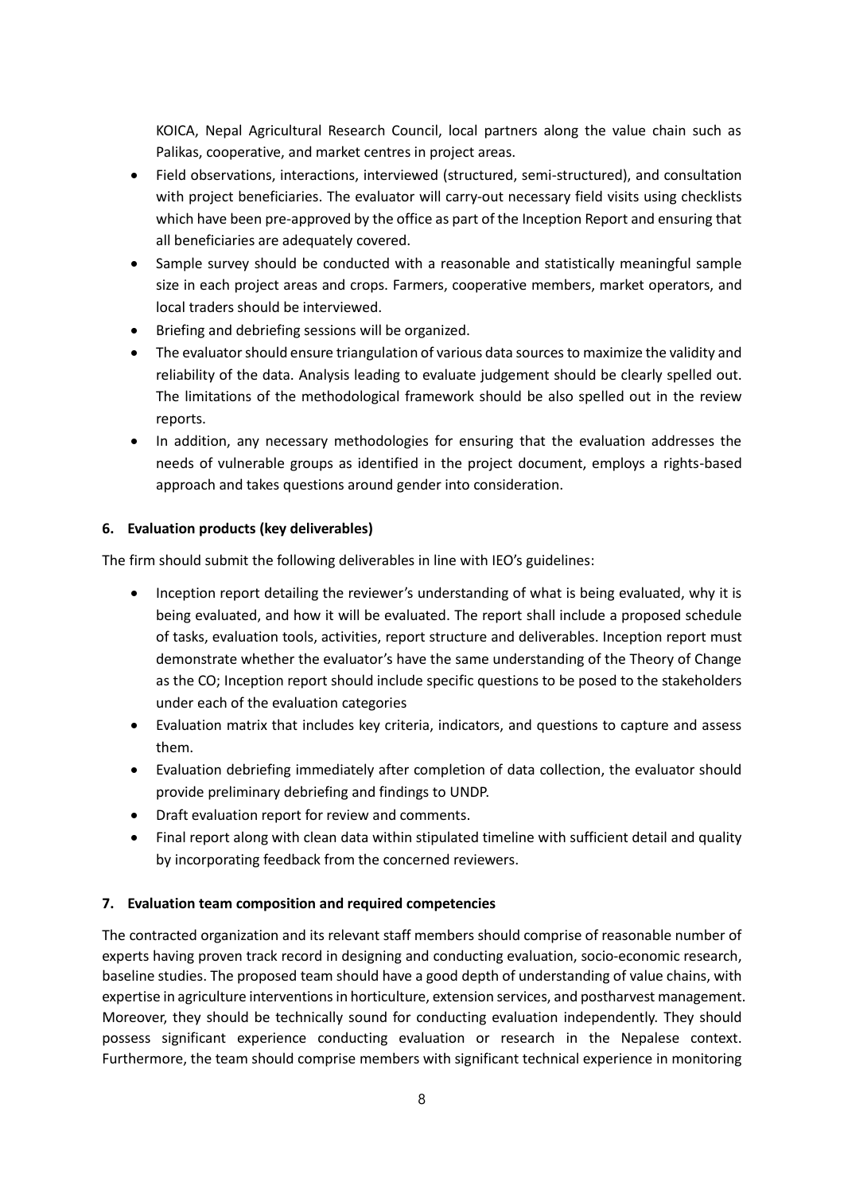KOICA, Nepal Agricultural Research Council, local partners along the value chain such as Palikas, cooperative, and market centres in project areas.

- Field observations, interactions, interviewed (structured, semi-structured), and consultation with project beneficiaries. The evaluator will carry-out necessary field visits using checklists which have been pre-approved by the office as part of the Inception Report and ensuring that all beneficiaries are adequately covered.
- Sample survey should be conducted with a reasonable and statistically meaningful sample size in each project areas and crops. Farmers, cooperative members, market operators, and local traders should be interviewed.
- Briefing and debriefing sessions will be organized.
- The evaluator should ensure triangulation of various data sources to maximize the validity and reliability of the data. Analysis leading to evaluate judgement should be clearly spelled out. The limitations of the methodological framework should be also spelled out in the review reports.
- In addition, any necessary methodologies for ensuring that the evaluation addresses the needs of vulnerable groups as identified in the project document, employs a rights-based approach and takes questions around gender into consideration.

### 6. Evaluation products (key deliverables)

The firm should submit the following deliverables in line with IEO's guidelines:

- Inception report detailing the reviewer's understanding of what is being evaluated, why it is being evaluated, and how it will be evaluated. The report shall include a proposed schedule of tasks, evaluation tools, activities, report structure and deliverables. Inception report must demonstrate whether the evaluator's have the same understanding of the Theory of Change as the CO; Inception report should include specific questions to be posed to the stakeholders under each of the evaluation categories
- Evaluation matrix that includes key criteria, indicators, and questions to capture and assess them.
- Evaluation debriefing immediately after completion of data collection, the evaluator should provide preliminary debriefing and findings to UNDP.
- Draft evaluation report for review and comments.
- Final report along with clean data within stipulated timeline with sufficient detail and quality by incorporating feedback from the concerned reviewers.

### 7. Evaluation team composition and required competencies

The contracted organization and its relevant staff members should comprise of reasonable number of experts having proven track record in designing and conducting evaluation, socio-economic research, baseline studies. The proposed team should have a good depth of understanding of value chains, with expertise in agriculture interventions in horticulture, extension services, and postharvest management. Moreover, they should be technically sound for conducting evaluation independently. They should possess significant experience conducting evaluation or research in the Nepalese context. Furthermore, the team should comprise members with significant technical experience in monitoring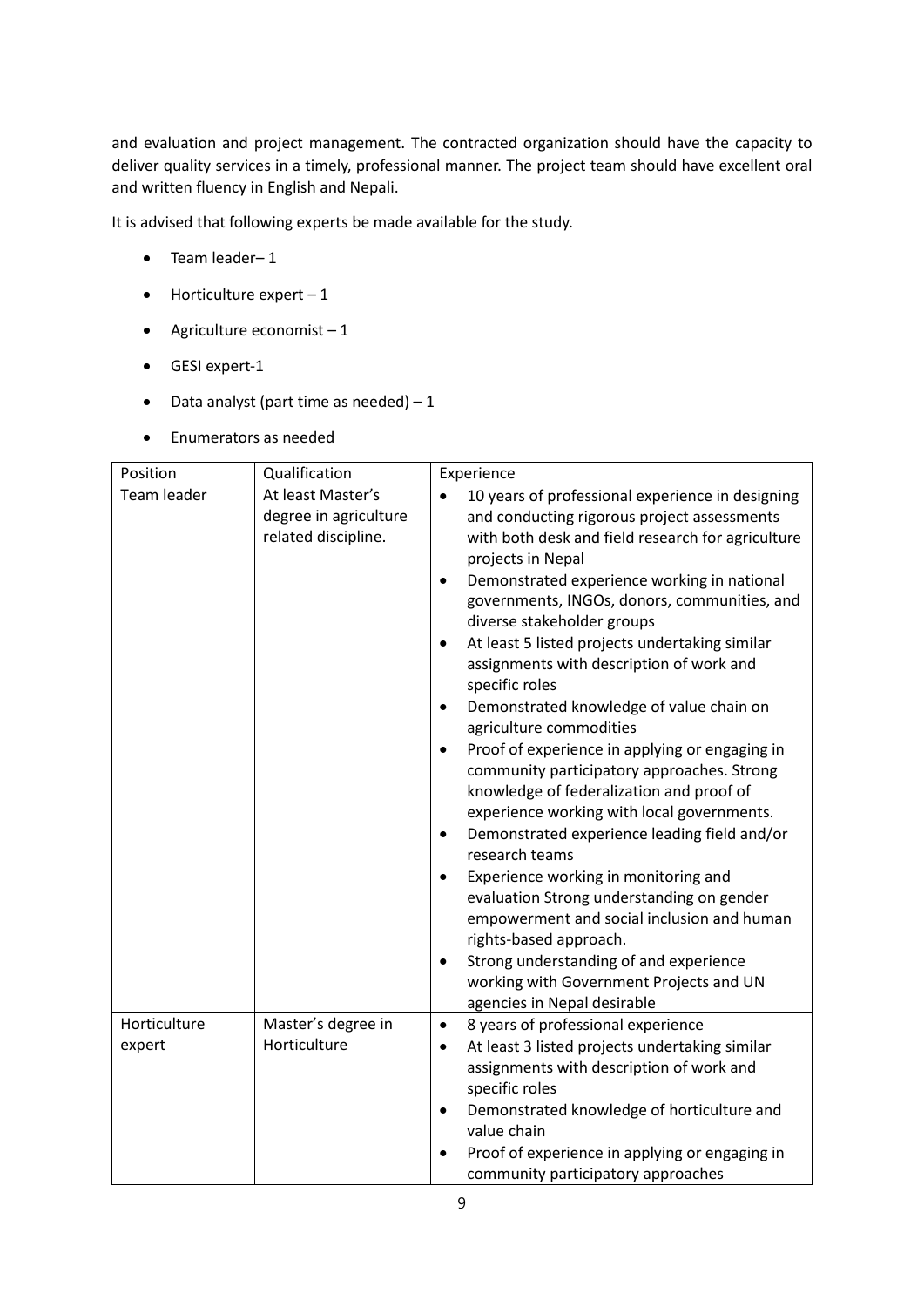and evaluation and project management. The contracted organization should have the capacity to deliver quality services in a timely, professional manner. The project team should have excellent oral and written fluency in English and Nepali.

It is advised that following experts be made available for the study.

- Team leader– 1
- Horticulture expert – 1
- Agriculture economist – 1
- GESI expert-1
- Data analyst (part time as needed) – 1
- Enumerators as needed

| Position | Qualification | Experience |
|---|---|---|
| Team leader | At least Master's degree in agriculture related discipline. | • 10 years of professional experience in designing and conducting rigorous project assessments with both desk and field research for agriculture projects in Nepal<br>• Demonstrated experience working in national governments, INGOs, donors, communities, and diverse stakeholder groups<br>• At least 5 listed projects undertaking similar assignments with description of work and specific roles<br>• Demonstrated knowledge of value chain on agriculture commodities<br>• Proof of experience in applying or engaging in community participatory approaches. Strong knowledge of federalization and proof of experience working with local governments.<br>• Demonstrated experience leading field and/or research teams<br>• Experience working in monitoring and evaluation Strong understanding on gender empowerment and social inclusion and human rights-based approach.<br>• Strong understanding of and experience working with Government Projects and UN agencies in Nepal desirable |
| Horticulture expert | Master's degree in Horticulture | • 8 years of professional experience<br>• At least 3 listed projects undertaking similar assignments with description of work and specific roles<br>• Demonstrated knowledge of horticulture and value chain<br>• Proof of experience in applying or engaging in community participatory approaches |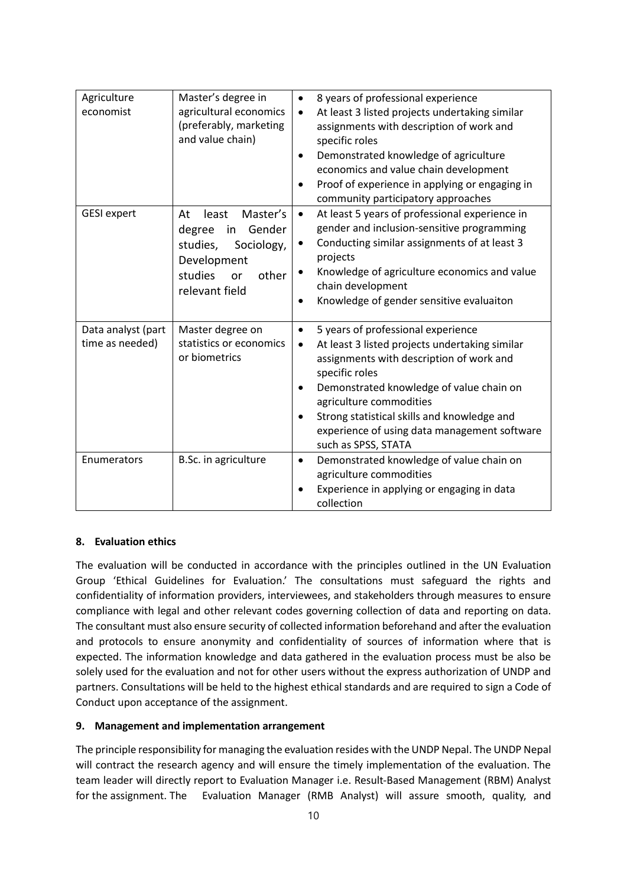| Agriculture economist | Master's degree in agricultural economics (preferably, marketing and value chain) | • 8 years of professional experience<br>• At least 3 listed projects undertaking similar assignments with description of work and specific roles<br>• Demonstrated knowledge of agriculture economics and value chain development<br>• Proof of experience in applying or engaging in community participatory approaches |
|---|---|---|
| GESI expert | At least Master's degree in Gender studies, Sociology, Development studies or other relevant field | • At least 5 years of professional experience in gender and inclusion-sensitive programming<br>• Conducting similar assignments of at least 3 projects<br>• Knowledge of agriculture economics and value chain development<br>• Knowledge of gender sensitive evaluaiton |
| Data analyst (part time as needed) | Master degree on statistics or economics or biometrics | • 5 years of professional experience<br>• At least 3 listed projects undertaking similar assignments with description of work and specific roles<br>• Demonstrated knowledge of value chain on agriculture commodities<br>• Strong statistical skills and knowledge and experience of using data management software such as SPSS, STATA |
| Enumerators | B.Sc. in agriculture | • Demonstrated knowledge of value chain on agriculture commodities<br>• Experience in applying or engaging in data collection |

## 8. Evaluation ethics

The evaluation will be conducted in accordance with the principles outlined in the UN Evaluation Group 'Ethical Guidelines for Evaluation.' The consultations must safeguard the rights and confidentiality of information providers, interviewees, and stakeholders through measures to ensure compliance with legal and other relevant codes governing collection of data and reporting on data. The consultant must also ensure security of collected information beforehand and after the evaluation and protocols to ensure anonymity and confidentiality of sources of information where that is expected. The information knowledge and data gathered in the evaluation process must be also be solely used for the evaluation and not for other users without the express authorization of UNDP and partners. Consultations will be held to the highest ethical standards and are required to sign a Code of Conduct upon acceptance of the assignment.

## 9. Management and implementation arrangement

The principle responsibility for managing the evaluation resides with the UNDP Nepal. The UNDP Nepal will contract the research agency and will ensure the timely implementation of the evaluation. The team leader will directly report to Evaluation Manager i.e. Result-Based Management (RBM) Analyst for the assignment. The Evaluation Manager (RMB Analyst) will assure smooth, quality, and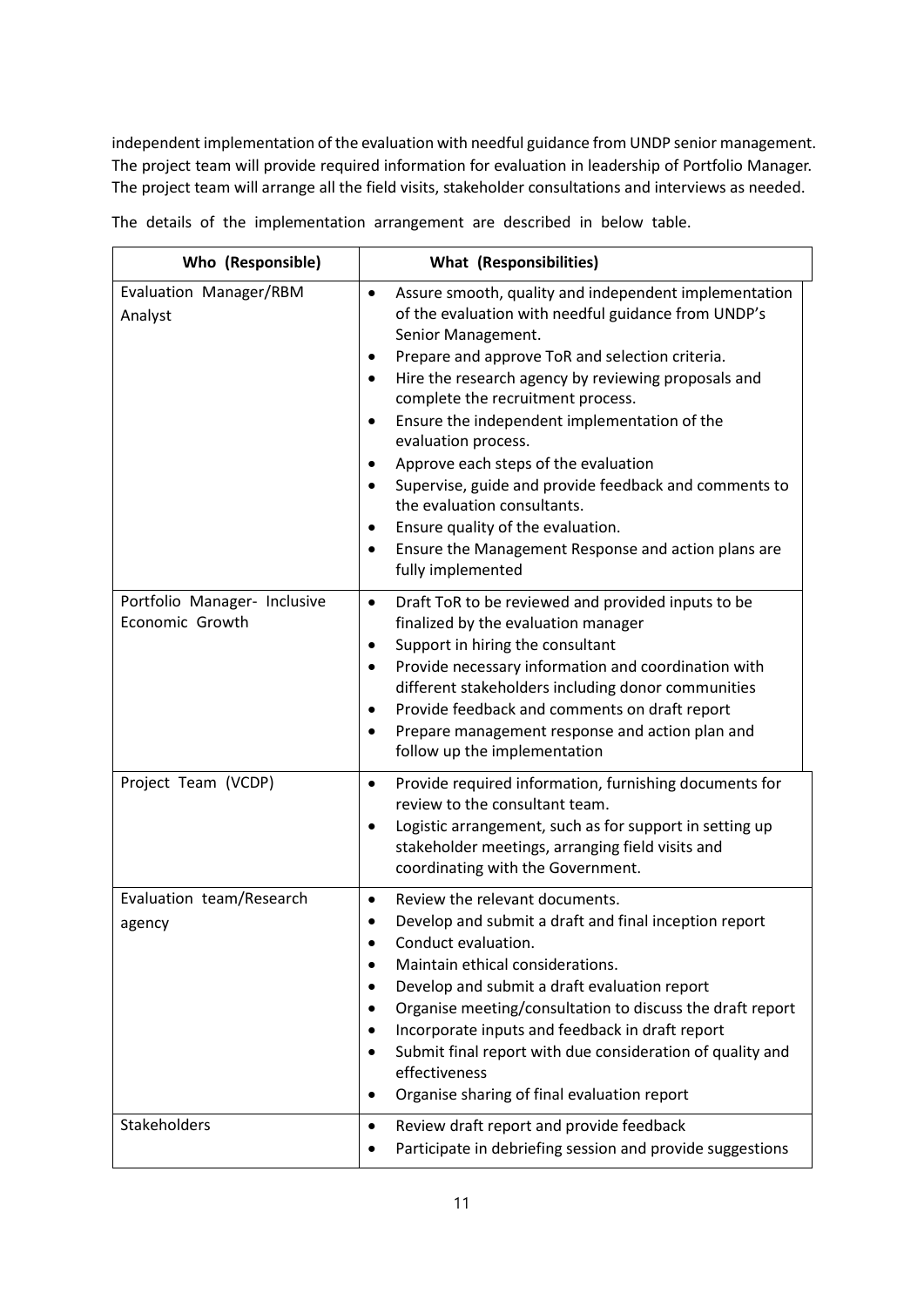independent implementation of the evaluation with needful guidance from UNDP senior management. The project team will provide required information for evaluation in leadership of Portfolio Manager. The project team will arrange all the field visits, stakeholder consultations and interviews as needed.

The details of the implementation arrangement are described in below table.

| Who (Responsible) | What (Responsibilities) |
|---|---|
| Evaluation Manager/RBM Analyst | • Assure smooth, quality and independent implementation of the evaluation with needful guidance from UNDP's Senior Management.<br>• Prepare and approve ToR and selection criteria.<br>• Hire the research agency by reviewing proposals and complete the recruitment process.<br>• Ensure the independent implementation of the evaluation process.<br>• Approve each steps of the evaluation<br>• Supervise, guide and provide feedback and comments to the evaluation consultants.<br>• Ensure quality of the evaluation.<br>• Ensure the Management Response and action plans are fully implemented |
| Portfolio Manager- Inclusive Economic Growth | • Draft ToR to be reviewed and provided inputs to be finalized by the evaluation manager<br>• Support in hiring the consultant<br>• Provide necessary information and coordination with different stakeholders including donor communities<br>• Provide feedback and comments on draft report<br>• Prepare management response and action plan and follow up the implementation |
| Project Team (VCDP) | • Provide required information, furnishing documents for review to the consultant team.<br>• Logistic arrangement, such as for support in setting up stakeholder meetings, arranging field visits and coordinating with the Government. |
| Evaluation team/Research agency | • Review the relevant documents.<br>• Develop and submit a draft and final inception report<br>• Conduct evaluation.<br>• Maintain ethical considerations.<br>• Develop and submit a draft evaluation report<br>• Organise meeting/consultation to discuss the draft report<br>• Incorporate inputs and feedback in draft report<br>• Submit final report with due consideration of quality and effectiveness<br>• Organise sharing of final evaluation report |
| Stakeholders | • Review draft report and provide feedback<br>• Participate in debriefing session and provide suggestions |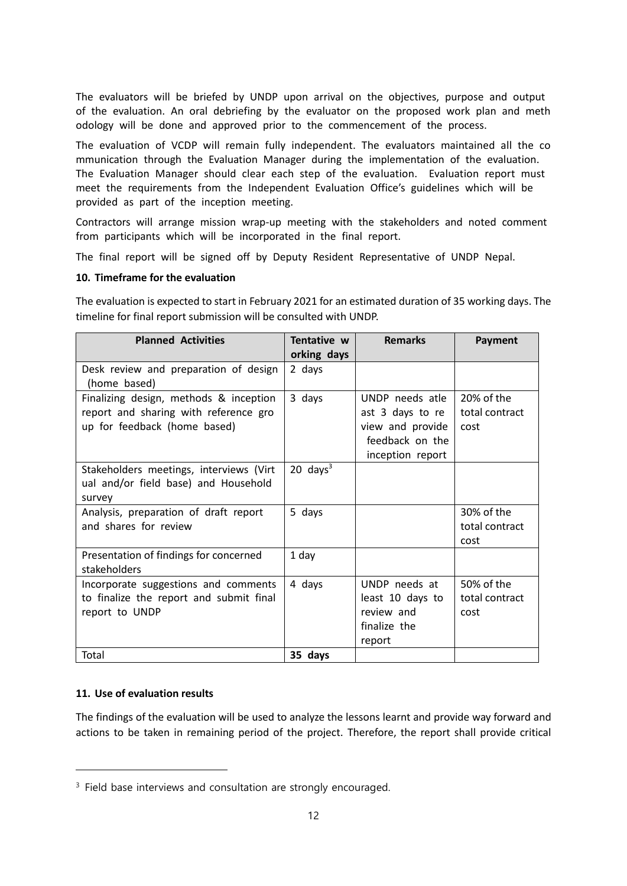The evaluators will be briefed by UNDP upon arrival on the objectives, purpose and output of the evaluation. An oral debriefing by the evaluator on the proposed work plan and methodology will be done and approved prior to the commencement of the process.

The evaluation of VCDP will remain fully independent. The evaluators maintained all the communication through the Evaluation Manager during the implementation of the evaluation. The Evaluation Manager should clear each step of the evaluation. Evaluation report must meet the requirements from the Independent Evaluation Office's guidelines which will be provided as part of the inception meeting.

Contractors will arrange mission wrap-up meeting with the stakeholders and noted comment from participants which will be incorporated in the final report.

The final report will be signed off by Deputy Resident Representative of UNDP Nepal.

**10. Timeframe for the evaluation**

The evaluation is expected to start in February 2021 for an estimated duration of 35 working days. The timeline for final report submission will be consulted with UNDP.

| Planned Activities | Tentative working days | Remarks | Payment |
|---|---|---|---|
| Desk review and preparation of design (home based) | 2 days | | |
| Finalizing design, methods & inception report and sharing with reference group for feedback (home based) | 3 days | UNDP needs atleast 3 days to review and provide feedback on the inception report | 20% of the total contract cost |
| Stakeholders meetings, interviews (Virtual and/or field base) and Household survey | 20 days[3] | | |
| Analysis, preparation of draft report and shares for review | 5 days | | 30% of the total contract cost |
| Presentation of findings for concerned stakeholders | 1 day | | |
| Incorporate suggestions and comments to finalize the report and submit final report to UNDP | 4 days | UNDP needs at least 10 days to review and finalize the report | 50% of the total contract cost |
| Total | **35 days** | | |

**11. Use of evaluation results**

The findings of the evaluation will be used to analyze the lessons learnt and provide way forward and actions to be taken in remaining period of the project. Therefore, the report shall provide critical

[3] Field base interviews and consultation are strongly encouraged.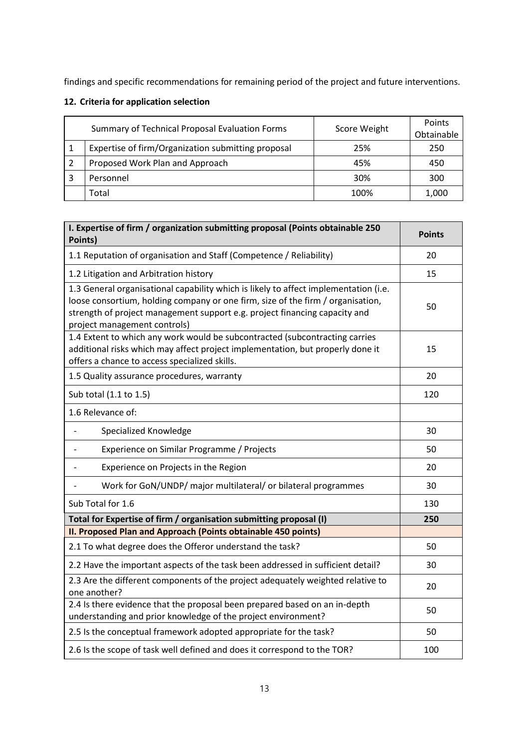findings and specific recommendations for remaining period of the project and future interventions.

**12. Criteria for application selection**

| | Summary of Technical Proposal Evaluation Forms | Score Weight | Points Obtainable |
|---|---|---|---|
| 1 | Expertise of firm/Organization submitting proposal | 25% | 250 |
| 2 | Proposed Work Plan and Approach | 45% | 450 |
| 3 | Personnel | 30% | 300 |
| | Total | 100% | 1,000 |

| **I. Expertise of firm / organization submitting proposal (Points obtainable 250 Points)** | **Points** |
|---|---|
| 1.1 Reputation of organisation and Staff (Competence / Reliability) | 20 |
| 1.2 Litigation and Arbitration history | 15 |
| 1.3 General organisational capability which is likely to affect implementation (i.e. loose consortium, holding company or one firm, size of the firm / organisation, strength of project management support e.g. project financing capacity and project management controls) | 50 |
| 1.4 Extent to which any work would be subcontracted (subcontracting carries additional risks which may affect project implementation, but properly done it offers a chance to access specialized skills. | 15 |
| 1.5 Quality assurance procedures, warranty | 20 |
| Sub total (1.1 to 1.5) | 120 |
| 1.6 Relevance of: | |
| - Specialized Knowledge | 30 |
| - Experience on Similar Programme / Projects | 50 |
| - Experience on Projects in the Region | 20 |
| - Work for GoN/UNDP/ major multilateral/ or bilateral programmes | 30 |
| Sub Total for 1.6 | 130 |
| **Total for Expertise of firm / organisation submitting proposal (I)** | **250** |
| **II. Proposed Plan and Approach (Points obtainable 450 points)** | |
| 2.1 To what degree does the Offeror understand the task? | 50 |
| 2.2 Have the important aspects of the task been addressed in sufficient detail? | 30 |
| 2.3 Are the different components of the project adequately weighted relative to one another? | 20 |
| 2.4 Is there evidence that the proposal been prepared based on an in-depth understanding and prior knowledge of the project environment? | 50 |
| 2.5 Is the conceptual framework adopted appropriate for the task? | 50 |
| 2.6 Is the scope of task well defined and does it correspond to the TOR? | 100 |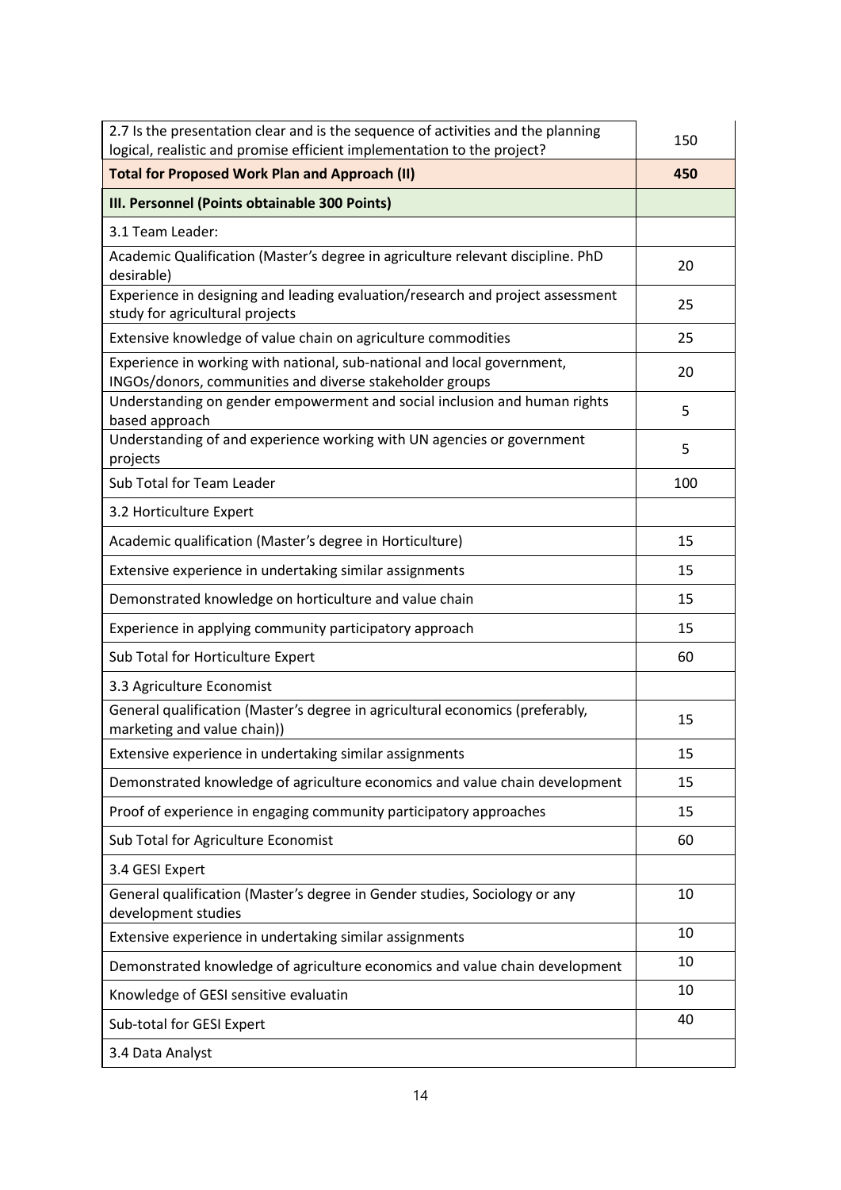| | |
|---|---|
| 2.7 Is the presentation clear and is the sequence of activities and the planning logical, realistic and promise efficient implementation to the project? | 150 |
| **Total for Proposed Work Plan and Approach (II)** | **450** |
| **III. Personnel (Points obtainable 300 Points)** | |
| 3.1 Team Leader: | |
| Academic Qualification (Master's degree in agriculture relevant discipline. PhD desirable) | 20 |
| Experience in designing and leading evaluation/research and project assessment study for agricultural projects | 25 |
| Extensive knowledge of value chain on agriculture commodities | 25 |
| Experience in working with national, sub-national and local government, INGOs/donors, communities and diverse stakeholder groups | 20 |
| Understanding on gender empowerment and social inclusion and human rights based approach | 5 |
| Understanding of and experience working with UN agencies or government projects | 5 |
| Sub Total for Team Leader | 100 |
| 3.2 Horticulture Expert | |
| Academic qualification (Master's degree in Horticulture) | 15 |
| Extensive experience in undertaking similar assignments | 15 |
| Demonstrated knowledge on horticulture and value chain | 15 |
| Experience in applying community participatory approach | 15 |
| Sub Total for Horticulture Expert | 60 |
| 3.3 Agriculture Economist | |
| General qualification (Master's degree in agricultural economics (preferably, marketing and value chain)) | 15 |
| Extensive experience in undertaking similar assignments | 15 |
| Demonstrated knowledge of agriculture economics and value chain development | 15 |
| Proof of experience in engaging community participatory approaches | 15 |
| Sub Total for Agriculture Economist | 60 |
| 3.4 GESI Expert | |
| General qualification (Master's degree in Gender studies, Sociology or any development studies | 10 |
| Extensive experience in undertaking similar assignments | 10 |
| Demonstrated knowledge of agriculture economics and value chain development | 10 |
| Knowledge of GESI sensitive evaluatin | 10 |
| Sub-total for GESI Expert | 40 |
| 3.4 Data Analyst | |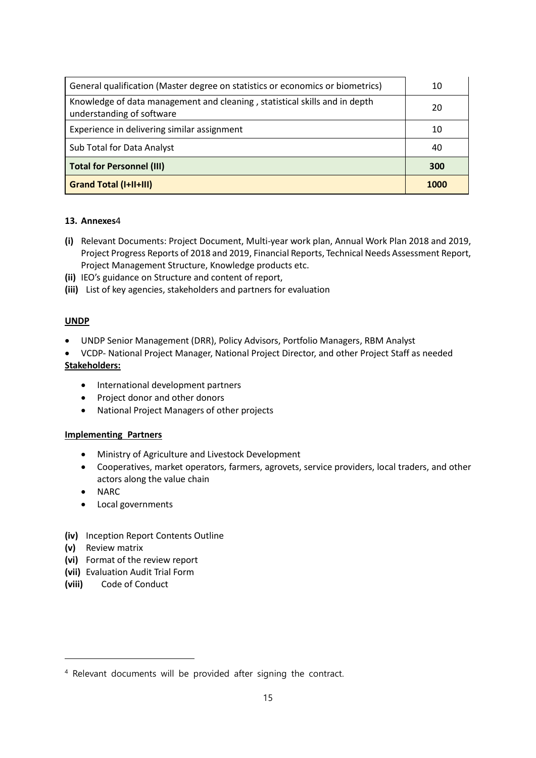| | |
|---|---|
| General qualification (Master degree on statistics or economics or biometrics) | 10 |
| Knowledge of data management and cleaning , statistical skills and in depth understanding of software | 20 |
| Experience in delivering similar assignment | 10 |
| Sub Total for Data Analyst | 40 |
| **Total for Personnel (III)** | **300** |
| **Grand Total (I+II+III)** | **1000** |

**13. Annexes**[4]

**(i)** Relevant Documents: Project Document, Multi-year work plan, Annual Work Plan 2018 and 2019, Project Progress Reports of 2018 and 2019, Financial Reports, Technical Needs Assessment Report, Project Management Structure, Knowledge products etc.

**(ii)** IEO's guidance on Structure and content of report,

**(iii)** List of key agencies, stakeholders and partners for evaluation

**UNDP**

- UNDP Senior Management (DRR), Policy Advisors, Portfolio Managers, RBM Analyst
- VCDP- National Project Manager, National Project Director, and other Project Staff as needed

**Stakeholders:**

- International development partners
- Project donor and other donors
- National Project Managers of other projects

**Implementing Partners**

- Ministry of Agriculture and Livestock Development
- Cooperatives, market operators, farmers, agrovets, service providers, local traders, and other actors along the value chain
- NARC
- Local governments

**(iv)** Inception Report Contents Outline

**(v)** Review matrix

**(vi)** Format of the review report

**(vii)** Evaluation Audit Trial Form

**(viii)** Code of Conduct

[4] Relevant documents will be provided after signing the contract.